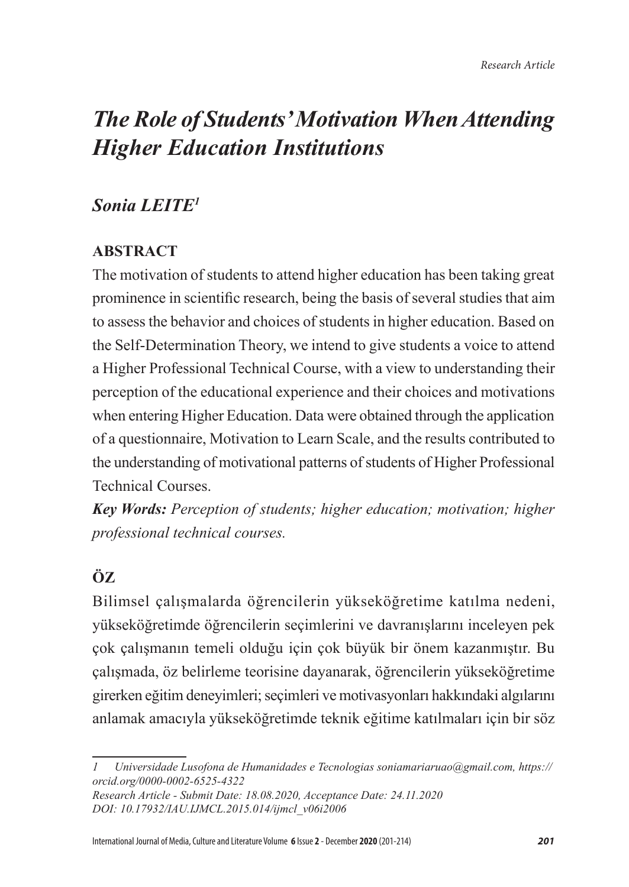*Research Article*

# *The Role of Students' Motivation When Attending Higher Education Institutions*

## *Sonia LEITE*[1]

### ABSTRACT

The motivation of students to attend higher education has been taking great prominence in scientific research, being the basis of several studies that aim to assess the behavior and choices of students in higher education. Based on the Self-Determination Theory, we intend to give students a voice to attend a Higher Professional Technical Course, with a view to understanding their perception of the educational experience and their choices and motivations when entering Higher Education. Data were obtained through the application of a questionnaire, Motivation to Learn Scale, and the results contributed to the understanding of motivational patterns of students of Higher Professional Technical Courses.

***Key Words:*** *Perception of students; higher education; motivation; higher professional technical courses.*

### ÖZ

Bilimsel çalışmalarda öğrencilerin yükseköğretime katılma nedeni, yükseköğretimde öğrencilerin seçimlerini ve davranışlarını inceleyen pek çok çalışmanın temeli olduğu için çok büyük bir önem kazanmıştır. Bu çalışmada, öz belirleme teorisine dayanarak, öğrencilerin yükseköğretime girerken eğitim deneyimleri; seçimleri ve motivasyonları hakkındaki algılarını anlamak amacıyla yükseköğretimde teknik eğitime katılmaları için bir söz

---

*1 Universidade Lusofona de Humanidades e Tecnologias soniamariaruao@gmail.com, https://orcid.org/0000-0002-6525-4322*

*Research Article - Submit Date: 18.08.2020, Acceptance Date: 24.11.2020*

*DOI: 10.17932/IAU.IJMCL.2015.014/ijmcl_v06i2006*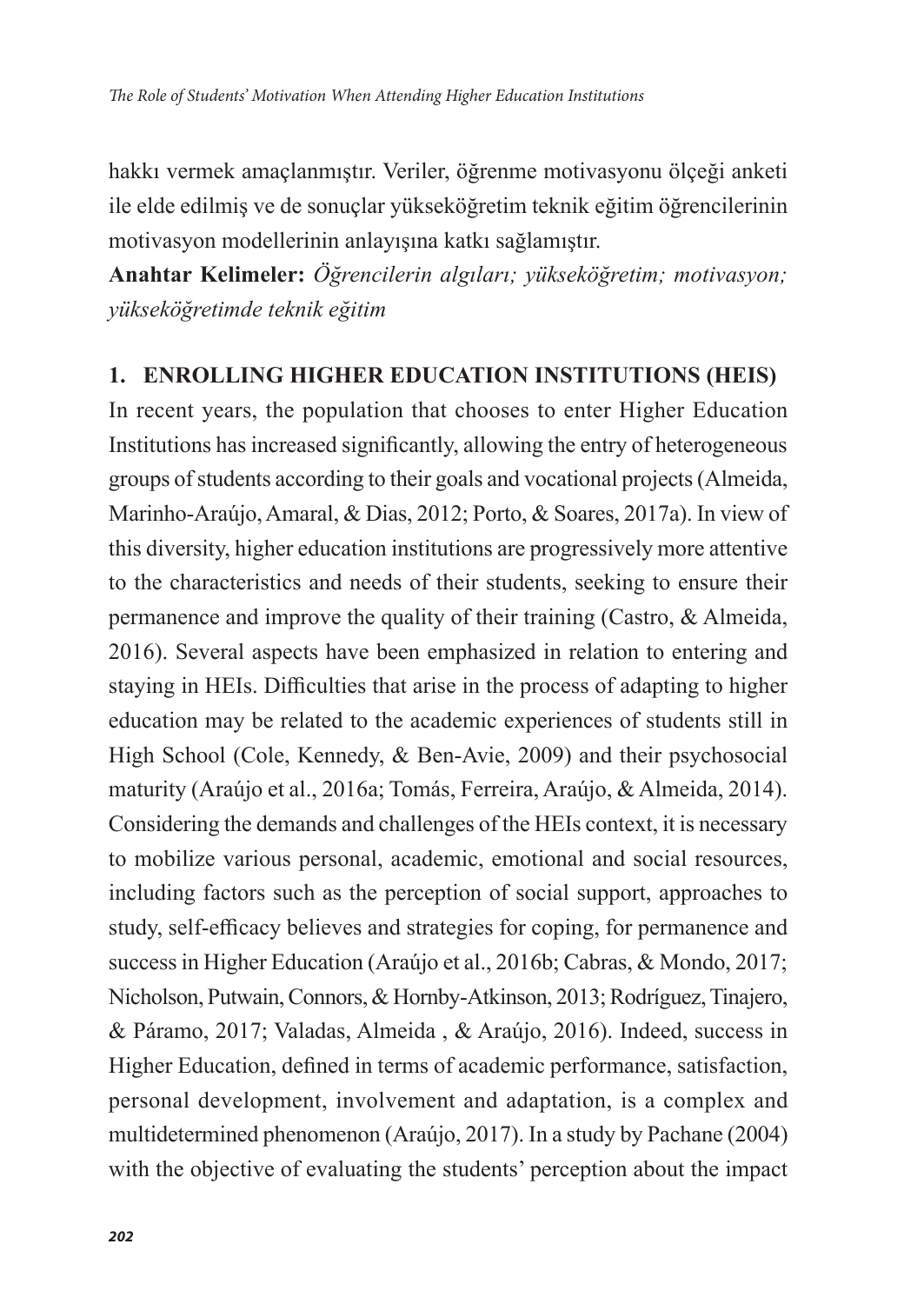hakkı vermek amaçlanmıştır. Veriler, öğrenme motivasyonu ölçeği anketi ile elde edilmiş ve de sonuçlar yükseköğretim teknik eğitim öğrencilerinin motivasyon modellerinin anlayışına katkı sağlamıştır.

**Anahtar Kelimeler:** *Öğrencilerin algıları; yükseköğretim; motivasyon; yükseköğretimde teknik eğitim*

## 1. ENROLLING HIGHER EDUCATION INSTITUTIONS (HEIS)

In recent years, the population that chooses to enter Higher Education Institutions has increased significantly, allowing the entry of heterogeneous groups of students according to their goals and vocational projects (Almeida, Marinho-Araújo, Amaral, & Dias, 2012; Porto, & Soares, 2017a). In view of this diversity, higher education institutions are progressively more attentive to the characteristics and needs of their students, seeking to ensure their permanence and improve the quality of their training (Castro, & Almeida, 2016). Several aspects have been emphasized in relation to entering and staying in HEIs. Difficulties that arise in the process of adapting to higher education may be related to the academic experiences of students still in High School (Cole, Kennedy, & Ben-Avie, 2009) and their psychosocial maturity (Araújo et al., 2016a; Tomás, Ferreira, Araújo, & Almeida, 2014). Considering the demands and challenges of the HEIs context, it is necessary to mobilize various personal, academic, emotional and social resources, including factors such as the perception of social support, approaches to study, self-efficacy believes and strategies for coping, for permanence and success in Higher Education (Araújo et al., 2016b; Cabras, & Mondo, 2017; Nicholson, Putwain, Connors, & Hornby-Atkinson, 2013; Rodríguez, Tinajero, & Páramo, 2017; Valadas, Almeida , & Araújo, 2016). Indeed, success in Higher Education, defined in terms of academic performance, satisfaction, personal development, involvement and adaptation, is a complex and multidetermined phenomenon (Araújo, 2017). In a study by Pachane (2004) with the objective of evaluating the students' perception about the impact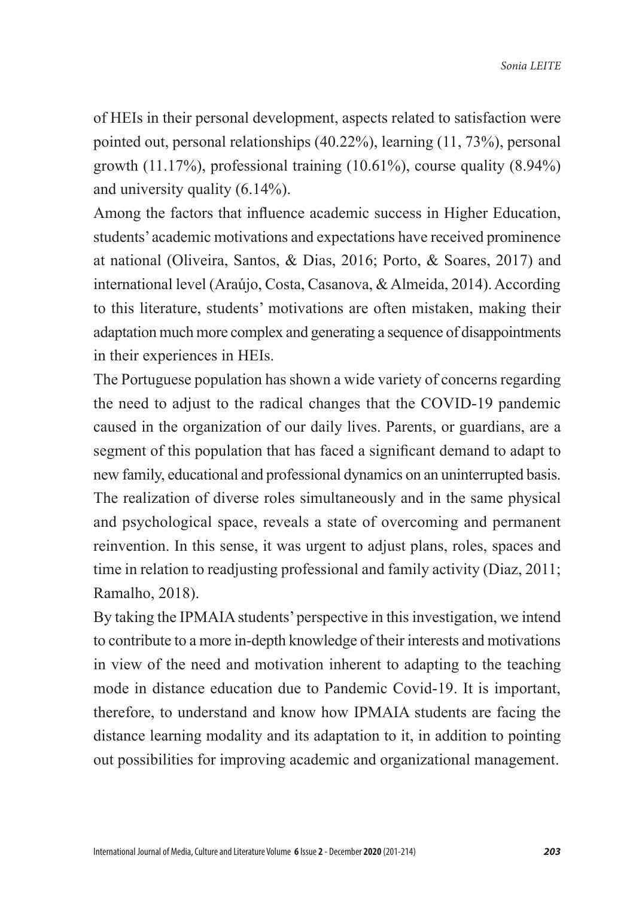of HEIs in their personal development, aspects related to satisfaction were pointed out, personal relationships (40.22%), learning (11, 73%), personal growth (11.17%), professional training (10.61%), course quality (8.94%) and university quality (6.14%).

Among the factors that influence academic success in Higher Education, students' academic motivations and expectations have received prominence at national (Oliveira, Santos, & Dias, 2016; Porto, & Soares, 2017) and international level (Araújo, Costa, Casanova, & Almeida, 2014). According to this literature, students' motivations are often mistaken, making their adaptation much more complex and generating a sequence of disappointments in their experiences in HEIs.

The Portuguese population has shown a wide variety of concerns regarding the need to adjust to the radical changes that the COVID-19 pandemic caused in the organization of our daily lives. Parents, or guardians, are a segment of this population that has faced a significant demand to adapt to new family, educational and professional dynamics on an uninterrupted basis. The realization of diverse roles simultaneously and in the same physical and psychological space, reveals a state of overcoming and permanent reinvention. In this sense, it was urgent to adjust plans, roles, spaces and time in relation to readjusting professional and family activity (Diaz, 2011; Ramalho, 2018).

By taking the IPMAIA students' perspective in this investigation, we intend to contribute to a more in-depth knowledge of their interests and motivations in view of the need and motivation inherent to adapting to the teaching mode in distance education due to Pandemic Covid-19. It is important, therefore, to understand and know how IPMAIA students are facing the distance learning modality and its adaptation to it, in addition to pointing out possibilities for improving academic and organizational management.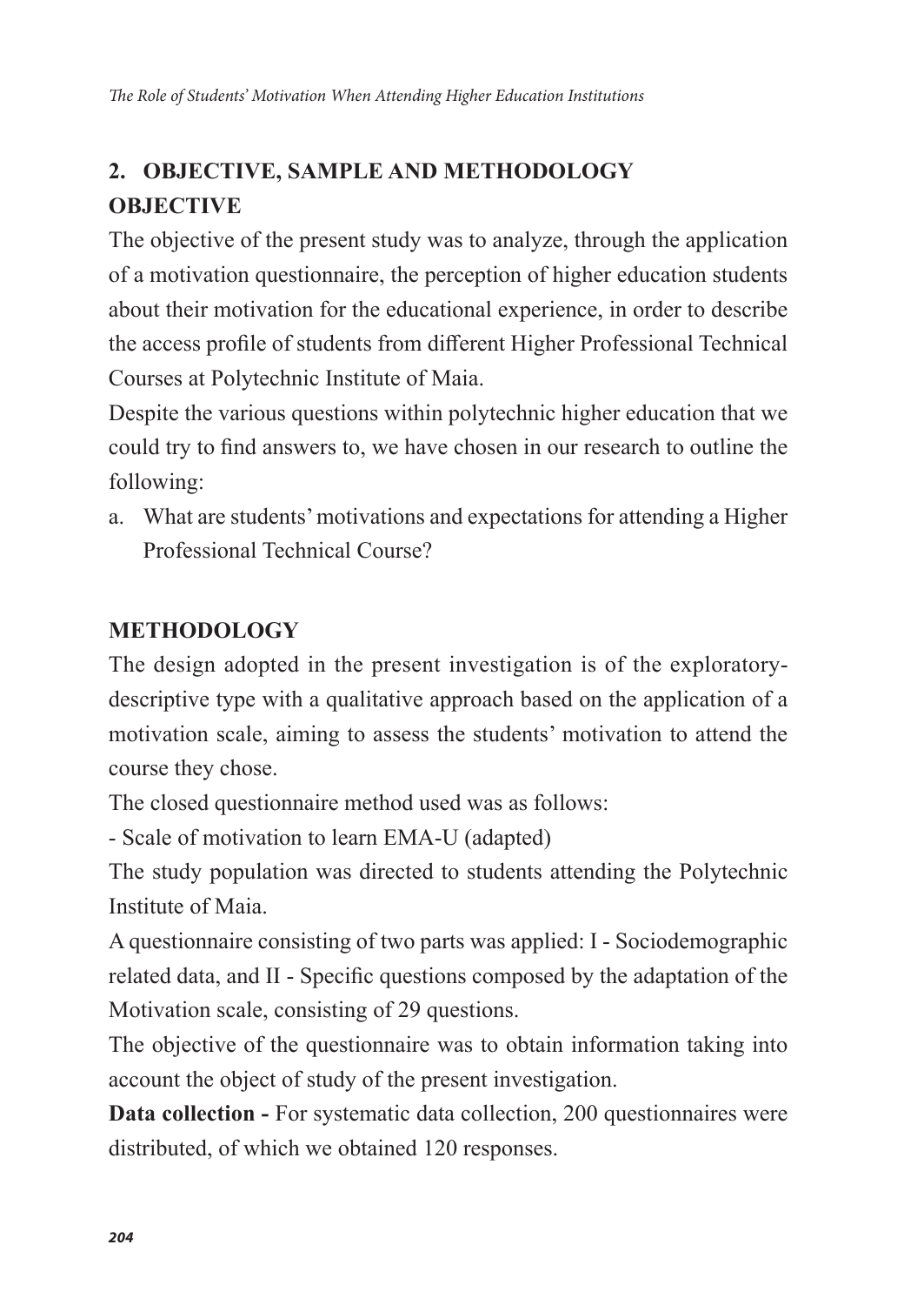## 2. OBJECTIVE, SAMPLE AND METHODOLOGY

### OBJECTIVE

The objective of the present study was to analyze, through the application of a motivation questionnaire, the perception of higher education students about their motivation for the educational experience, in order to describe the access profile of students from different Higher Professional Technical Courses at Polytechnic Institute of Maia.

Despite the various questions within polytechnic higher education that we could try to find answers to, we have chosen in our research to outline the following:

a. What are students' motivations and expectations for attending a Higher Professional Technical Course?

### METHODOLOGY

The design adopted in the present investigation is of the exploratory-descriptive type with a qualitative approach based on the application of a motivation scale, aiming to assess the students' motivation to attend the course they chose.

The closed questionnaire method used was as follows:

- Scale of motivation to learn EMA-U (adapted)

The study population was directed to students attending the Polytechnic Institute of Maia.

A questionnaire consisting of two parts was applied: I - Sociodemographic related data, and II - Specific questions composed by the adaptation of the Motivation scale, consisting of 29 questions.

The objective of the questionnaire was to obtain information taking into account the object of study of the present investigation.

**Data collection -** For systematic data collection, 200 questionnaires were distributed, of which we obtained 120 responses.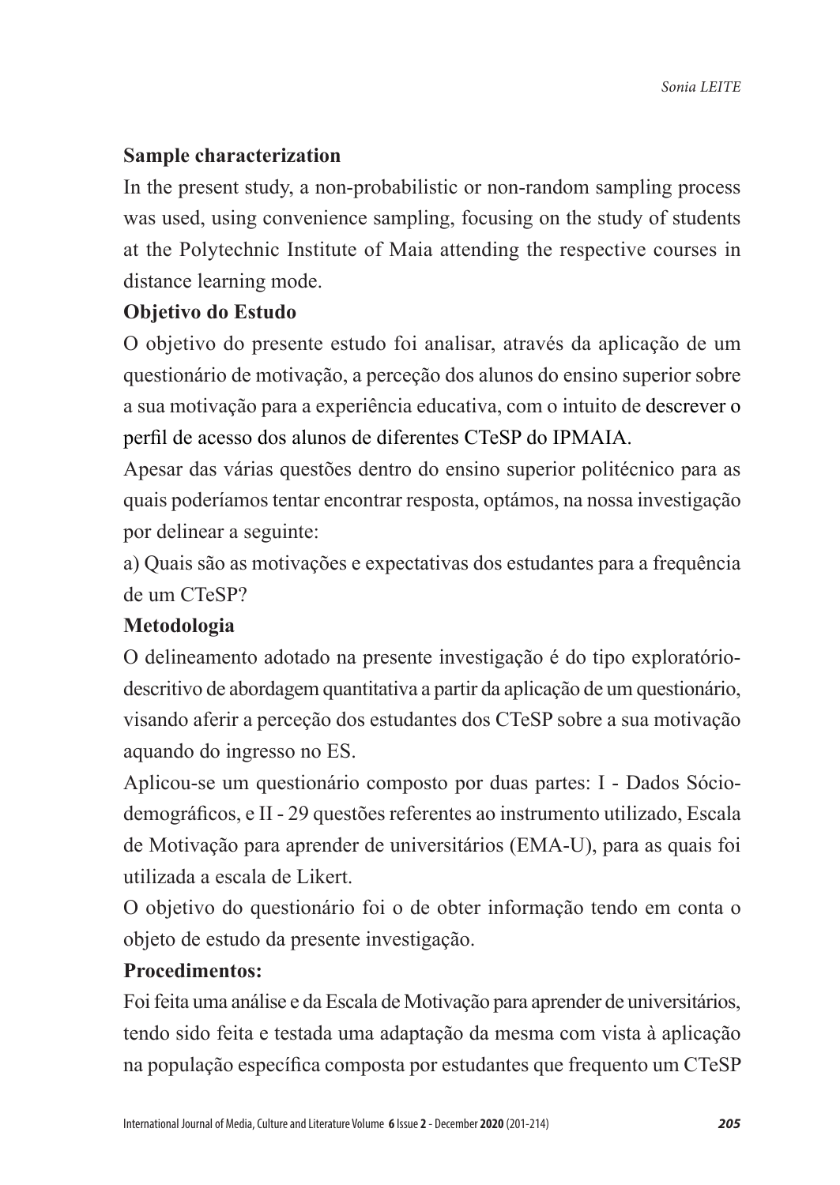**Sample characterization**

In the present study, a non-probabilistic or non-random sampling process was used, using convenience sampling, focusing on the study of students at the Polytechnic Institute of Maia attending the respective courses in distance learning mode.

**Objetivo do Estudo**

O objetivo do presente estudo foi analisar, através da aplicação de um questionário de motivação, a perceção dos alunos do ensino superior sobre a sua motivação para a experiência educativa, com o intuito de descrever o perfil de acesso dos alunos de diferentes CTeSP do IPMAIA.

Apesar das várias questões dentro do ensino superior politécnico para as quais poderíamos tentar encontrar resposta, optámos, na nossa investigação por delinear a seguinte:

a) Quais são as motivações e expectativas dos estudantes para a frequência de um CTeSP?

**Metodologia**

O delineamento adotado na presente investigação é do tipo exploratório-descritivo de abordagem quantitativa a partir da aplicação de um questionário, visando aferir a perceção dos estudantes dos CTeSP sobre a sua motivação aquando do ingresso no ES.

Aplicou-se um questionário composto por duas partes: I - Dados Sócio-demográficos, e II - 29 questões referentes ao instrumento utilizado, Escala de Motivação para aprender de universitários (EMA-U), para as quais foi utilizada a escala de Likert.

O objetivo do questionário foi o de obter informação tendo em conta o objeto de estudo da presente investigação.

**Procedimentos:**

Foi feita uma análise e da Escala de Motivação para aprender de universitários, tendo sido feita e testada uma adaptação da mesma com vista à aplicação na população específica composta por estudantes que frequento um CTeSP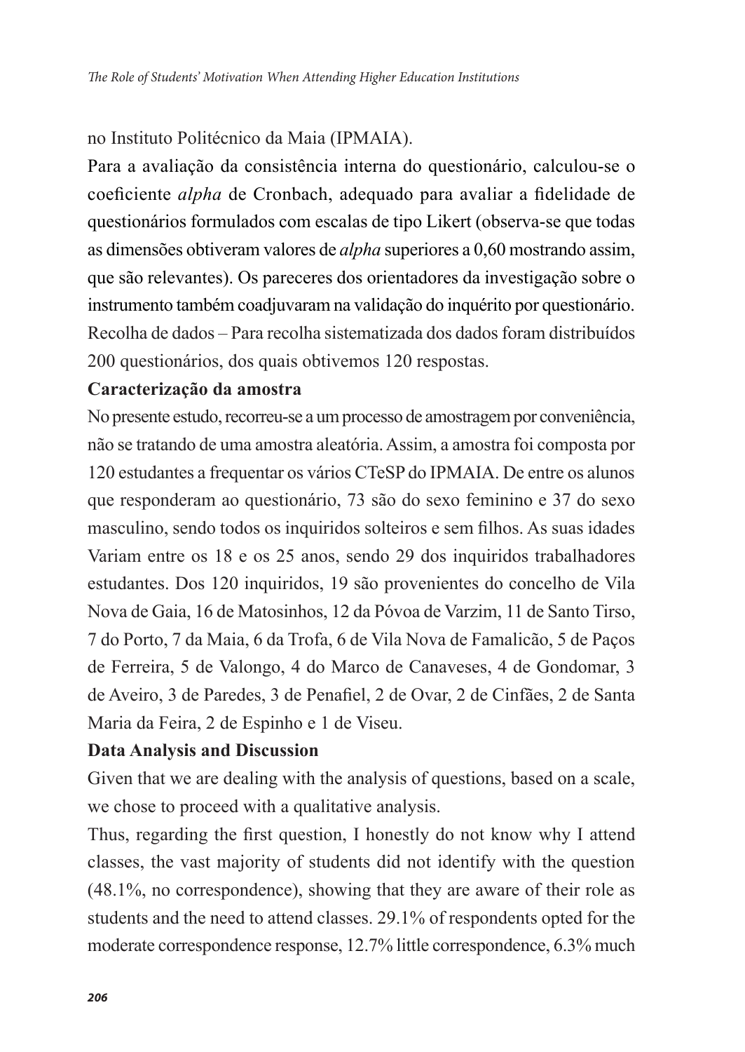no Instituto Politécnico da Maia (IPMAIA).

Para a avaliação da consistência interna do questionário, calculou-se o coeficiente *alpha* de Cronbach, adequado para avaliar a fidelidade de questionários formulados com escalas de tipo Likert (observa-se que todas as dimensões obtiveram valores de *alpha* superiores a 0,60 mostrando assim, que são relevantes). Os pareceres dos orientadores da investigação sobre o instrumento também coadjuvaram na validação do inquérito por questionário.

Recolha de dados – Para recolha sistematizada dos dados foram distribuídos 200 questionários, dos quais obtivemos 120 respostas.

**Caracterização da amostra**

No presente estudo, recorreu-se a um processo de amostragem por conveniência, não se tratando de uma amostra aleatória. Assim, a amostra foi composta por 120 estudantes a frequentar os vários CTeSP do IPMAIA. De entre os alunos que responderam ao questionário, 73 são do sexo feminino e 37 do sexo masculino, sendo todos os inquiridos solteiros e sem filhos. As suas idades Variam entre os 18 e os 25 anos, sendo 29 dos inquiridos trabalhadores estudantes. Dos 120 inquiridos, 19 são provenientes do concelho de Vila Nova de Gaia, 16 de Matosinhos, 12 da Póvoa de Varzim, 11 de Santo Tirso, 7 do Porto, 7 da Maia, 6 da Trofa, 6 de Vila Nova de Famalicão, 5 de Paços de Ferreira, 5 de Valongo, 4 do Marco de Canaveses, 4 de Gondomar, 3 de Aveiro, 3 de Paredes, 3 de Penafiel, 2 de Ovar, 2 de Cinfães, 2 de Santa Maria da Feira, 2 de Espinho e 1 de Viseu.

**Data Analysis and Discussion**

Given that we are dealing with the analysis of questions, based on a scale, we chose to proceed with a qualitative analysis.

Thus, regarding the first question, I honestly do not know why I attend classes, the vast majority of students did not identify with the question (48.1%, no correspondence), showing that they are aware of their role as students and the need to attend classes. 29.1% of respondents opted for the moderate correspondence response, 12.7% little correspondence, 6.3% much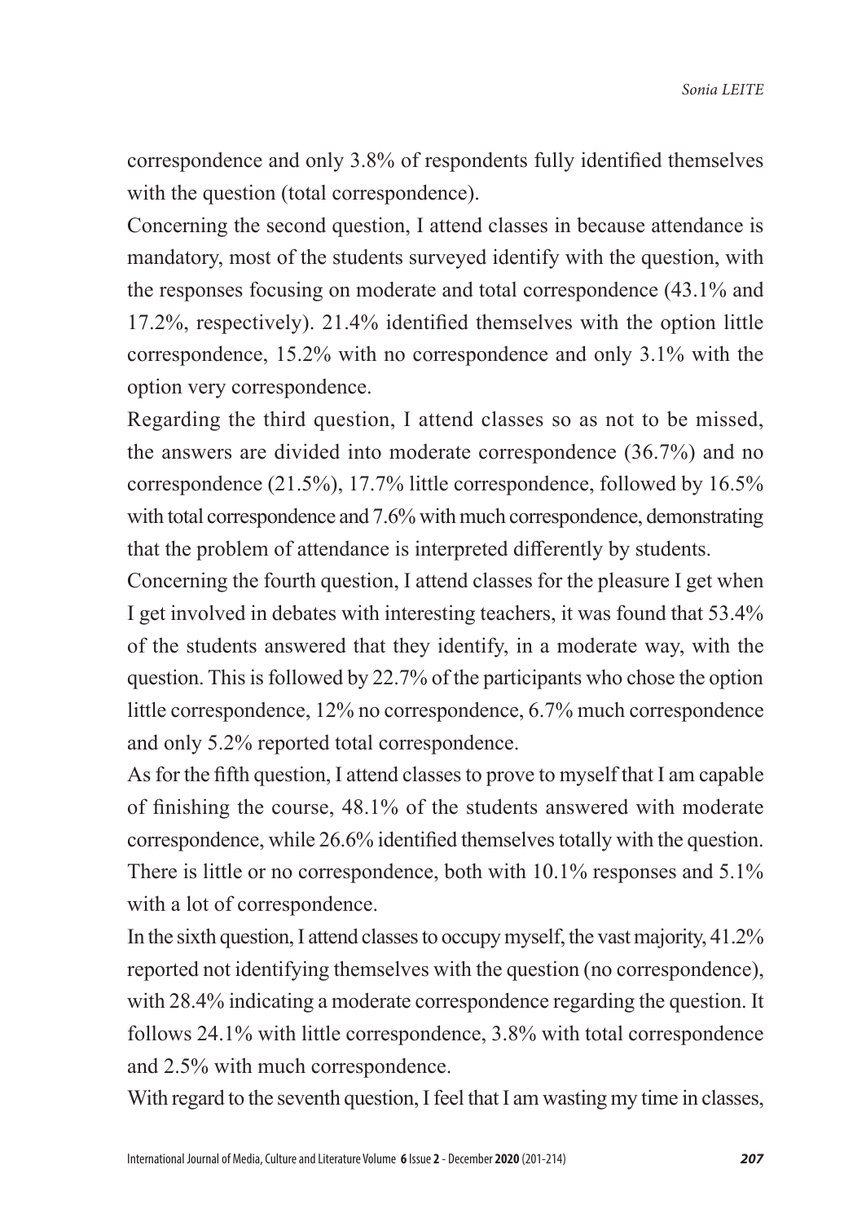correspondence and only 3.8% of respondents fully identified themselves with the question (total correspondence).

Concerning the second question, I attend classes in because attendance is mandatory, most of the students surveyed identify with the question, with the responses focusing on moderate and total correspondence (43.1% and 17.2%, respectively). 21.4% identified themselves with the option little correspondence, 15.2% with no correspondence and only 3.1% with the option very correspondence.

Regarding the third question, I attend classes so as not to be missed, the answers are divided into moderate correspondence (36.7%) and no correspondence (21.5%), 17.7% little correspondence, followed by 16.5% with total correspondence and 7.6% with much correspondence, demonstrating that the problem of attendance is interpreted differently by students.

Concerning the fourth question, I attend classes for the pleasure I get when I get involved in debates with interesting teachers, it was found that 53.4% of the students answered that they identify, in a moderate way, with the question. This is followed by 22.7% of the participants who chose the option little correspondence, 12% no correspondence, 6.7% much correspondence and only 5.2% reported total correspondence.

As for the fifth question, I attend classes to prove to myself that I am capable of finishing the course, 48.1% of the students answered with moderate correspondence, while 26.6% identified themselves totally with the question. There is little or no correspondence, both with 10.1% responses and 5.1% with a lot of correspondence.

In the sixth question, I attend classes to occupy myself, the vast majority, 41.2% reported not identifying themselves with the question (no correspondence), with 28.4% indicating a moderate correspondence regarding the question. It follows 24.1% with little correspondence, 3.8% with total correspondence and 2.5% with much correspondence.

With regard to the seventh question, I feel that I am wasting my time in classes,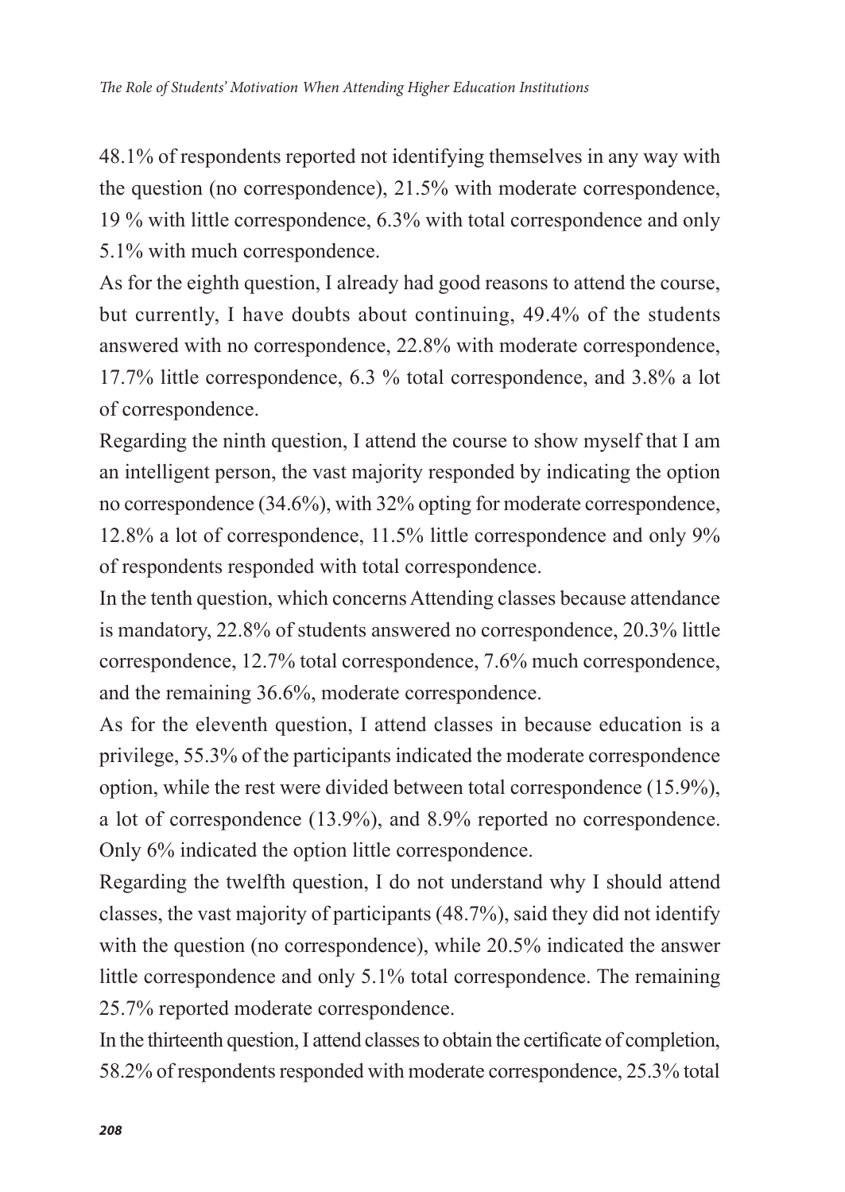48.1% of respondents reported not identifying themselves in any way with the question (no correspondence), 21.5% with moderate correspondence, 19 % with little correspondence, 6.3% with total correspondence and only 5.1% with much correspondence.

As for the eighth question, I already had good reasons to attend the course, but currently, I have doubts about continuing, 49.4% of the students answered with no correspondence, 22.8% with moderate correspondence, 17.7% little correspondence, 6.3 % total correspondence, and 3.8% a lot of correspondence.

Regarding the ninth question, I attend the course to show myself that I am an intelligent person, the vast majority responded by indicating the option no correspondence (34.6%), with 32% opting for moderate correspondence, 12.8% a lot of correspondence, 11.5% little correspondence and only 9% of respondents responded with total correspondence.

In the tenth question, which concerns Attending classes because attendance is mandatory, 22.8% of students answered no correspondence, 20.3% little correspondence, 12.7% total correspondence, 7.6% much correspondence, and the remaining 36.6%, moderate correspondence.

As for the eleventh question, I attend classes in because education is a privilege, 55.3% of the participants indicated the moderate correspondence option, while the rest were divided between total correspondence (15.9%), a lot of correspondence (13.9%), and 8.9% reported no correspondence. Only 6% indicated the option little correspondence.

Regarding the twelfth question, I do not understand why I should attend classes, the vast majority of participants (48.7%), said they did not identify with the question (no correspondence), while 20.5% indicated the answer little correspondence and only 5.1% total correspondence. The remaining 25.7% reported moderate correspondence.

In the thirteenth question, I attend classes to obtain the certificate of completion, 58.2% of respondents responded with moderate correspondence, 25.3% total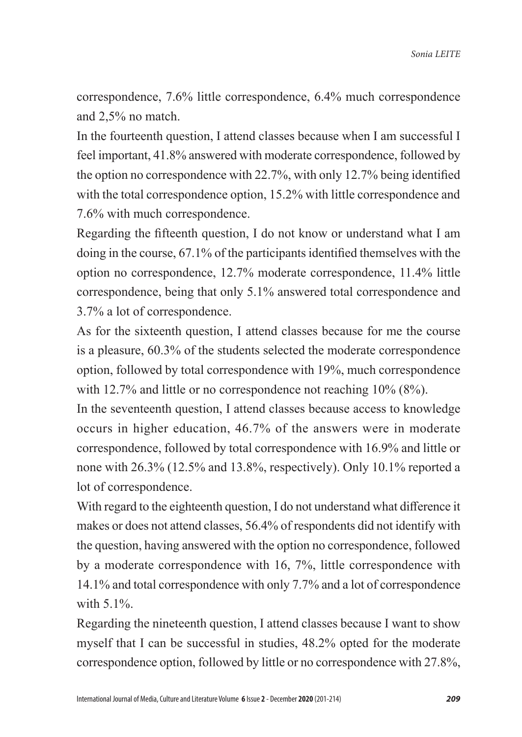correspondence, 7.6% little correspondence, 6.4% much correspondence and 2,5% no match.

In the fourteenth question, I attend classes because when I am successful I feel important, 41.8% answered with moderate correspondence, followed by the option no correspondence with 22.7%, with only 12.7% being identified with the total correspondence option, 15.2% with little correspondence and 7.6% with much correspondence.

Regarding the fifteenth question, I do not know or understand what I am doing in the course, 67.1% of the participants identified themselves with the option no correspondence, 12.7% moderate correspondence, 11.4% little correspondence, being that only 5.1% answered total correspondence and 3.7% a lot of correspondence.

As for the sixteenth question, I attend classes because for me the course is a pleasure, 60.3% of the students selected the moderate correspondence option, followed by total correspondence with 19%, much correspondence with 12.7% and little or no correspondence not reaching 10% (8%).

In the seventeenth question, I attend classes because access to knowledge occurs in higher education, 46.7% of the answers were in moderate correspondence, followed by total correspondence with 16.9% and little or none with 26.3% (12.5% and 13.8%, respectively). Only 10.1% reported a lot of correspondence.

With regard to the eighteenth question, I do not understand what difference it makes or does not attend classes, 56.4% of respondents did not identify with the question, having answered with the option no correspondence, followed by a moderate correspondence with 16, 7%, little correspondence with 14.1% and total correspondence with only 7.7% and a lot of correspondence with 5.1%.

Regarding the nineteenth question, I attend classes because I want to show myself that I can be successful in studies, 48.2% opted for the moderate correspondence option, followed by little or no correspondence with 27.8%,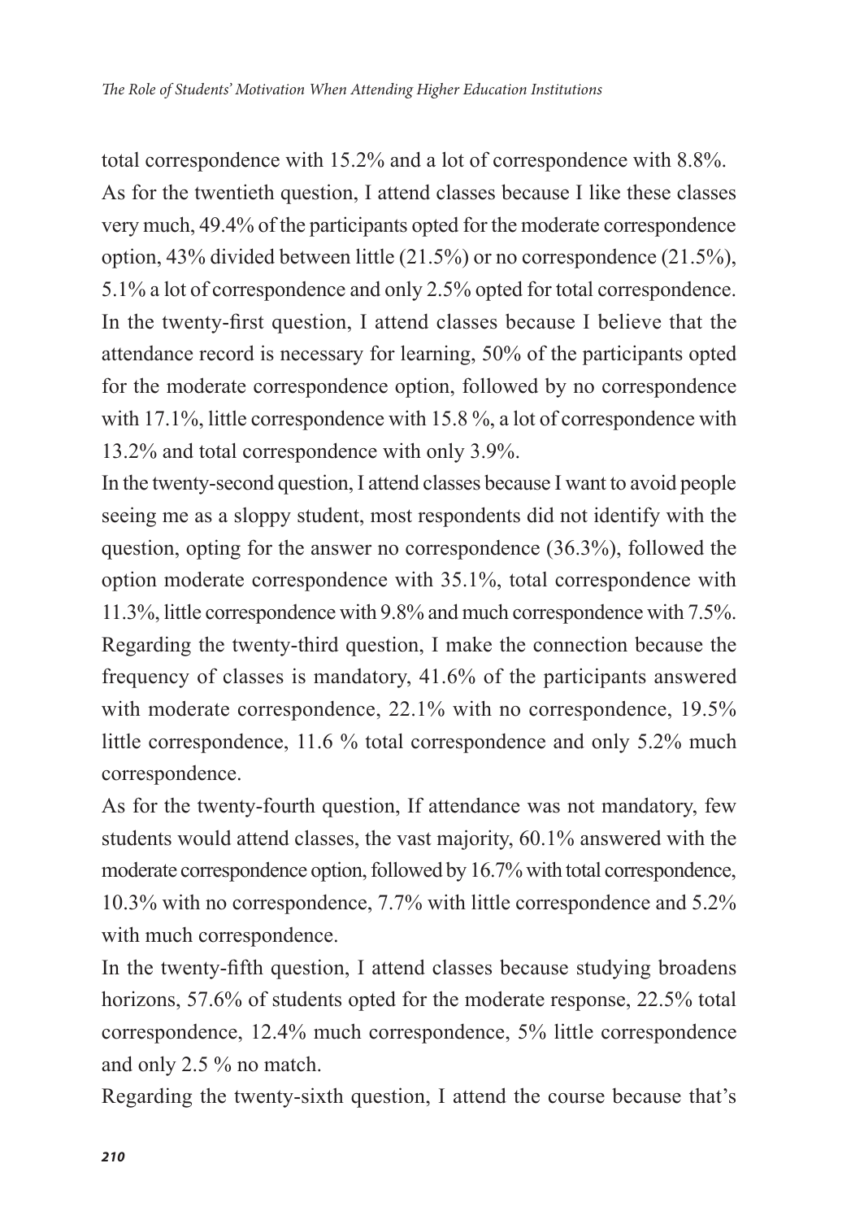total correspondence with 15.2% and a lot of correspondence with 8.8%.
As for the twentieth question, I attend classes because I like these classes very much, 49.4% of the participants opted for the moderate correspondence option, 43% divided between little (21.5%) or no correspondence (21.5%), 5.1% a lot of correspondence and only 2.5% opted for total correspondence.
In the twenty-first question, I attend classes because I believe that the attendance record is necessary for learning, 50% of the participants opted for the moderate correspondence option, followed by no correspondence with 17.1%, little correspondence with 15.8 %, a lot of correspondence with 13.2% and total correspondence with only 3.9%.

In the twenty-second question, I attend classes because I want to avoid people seeing me as a sloppy student, most respondents did not identify with the question, opting for the answer no correspondence (36.3%), followed the option moderate correspondence with 35.1%, total correspondence with 11.3%, little correspondence with 9.8% and much correspondence with 7.5%.
Regarding the twenty-third question, I make the connection because the frequency of classes is mandatory, 41.6% of the participants answered with moderate correspondence, 22.1% with no correspondence, 19.5% little correspondence, 11.6 % total correspondence and only 5.2% much correspondence.

As for the twenty-fourth question, If attendance was not mandatory, few students would attend classes, the vast majority, 60.1% answered with the moderate correspondence option, followed by 16.7% with total correspondence, 10.3% with no correspondence, 7.7% with little correspondence and 5.2% with much correspondence.

In the twenty-fifth question, I attend classes because studying broadens horizons, 57.6% of students opted for the moderate response, 22.5% total correspondence, 12.4% much correspondence, 5% little correspondence and only 2.5 % no match.

Regarding the twenty-sixth question, I attend the course because that's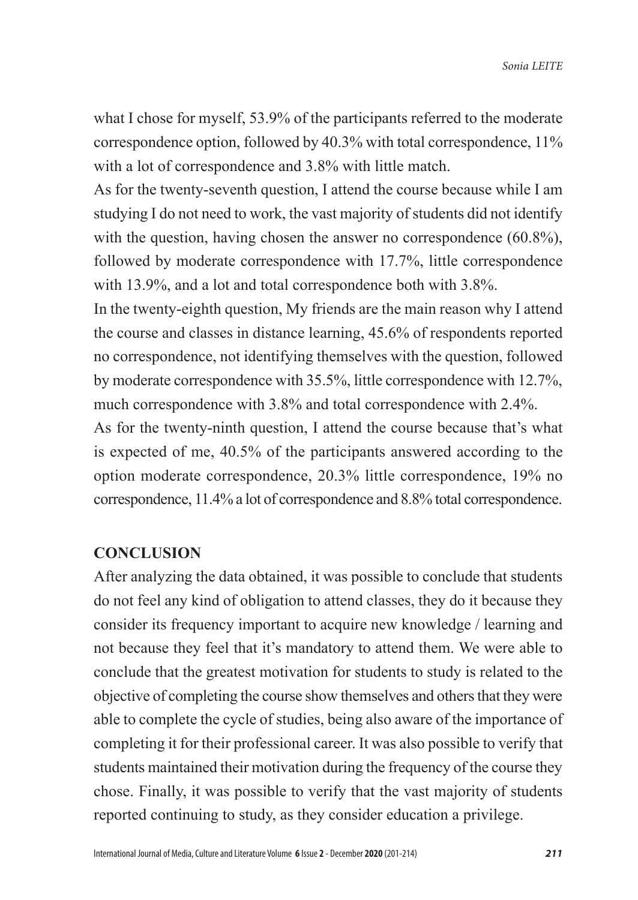what I chose for myself, 53.9% of the participants referred to the moderate correspondence option, followed by 40.3% with total correspondence, 11% with a lot of correspondence and 3.8% with little match.

As for the twenty-seventh question, I attend the course because while I am studying I do not need to work, the vast majority of students did not identify with the question, having chosen the answer no correspondence (60.8%), followed by moderate correspondence with 17.7%, little correspondence with 13.9%, and a lot and total correspondence both with 3.8%.

In the twenty-eighth question, My friends are the main reason why I attend the course and classes in distance learning, 45.6% of respondents reported no correspondence, not identifying themselves with the question, followed by moderate correspondence with 35.5%, little correspondence with 12.7%, much correspondence with 3.8% and total correspondence with 2.4%.

As for the twenty-ninth question, I attend the course because that's what is expected of me, 40.5% of the participants answered according to the option moderate correspondence, 20.3% little correspondence, 19% no correspondence, 11.4% a lot of correspondence and 8.8% total correspondence.

## CONCLUSION

After analyzing the data obtained, it was possible to conclude that students do not feel any kind of obligation to attend classes, they do it because they consider its frequency important to acquire new knowledge / learning and not because they feel that it's mandatory to attend them. We were able to conclude that the greatest motivation for students to study is related to the objective of completing the course show themselves and others that they were able to complete the cycle of studies, being also aware of the importance of completing it for their professional career. It was also possible to verify that students maintained their motivation during the frequency of the course they chose. Finally, it was possible to verify that the vast majority of students reported continuing to study, as they consider education a privilege.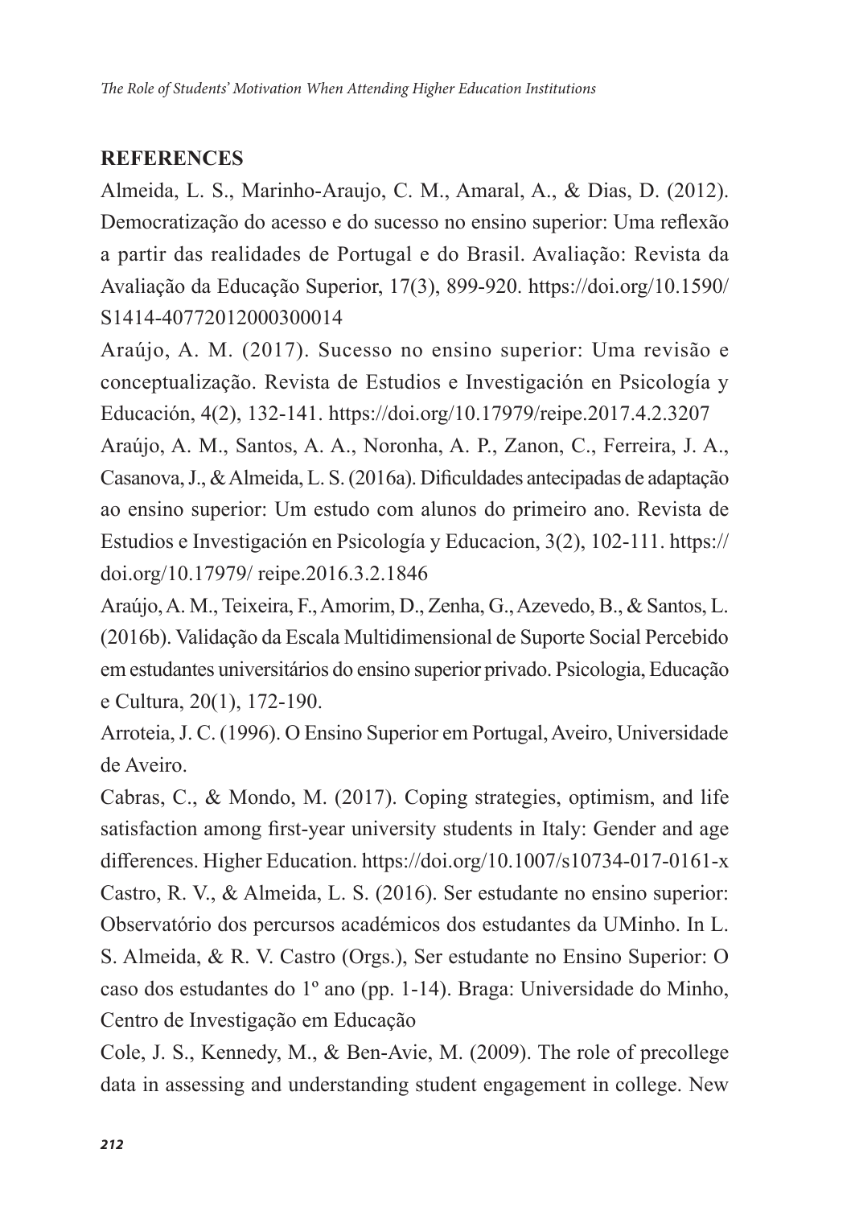## REFERENCES

Almeida, L. S., Marinho-Araujo, C. M., Amaral, A., & Dias, D. (2012). Democratização do acesso e do sucesso no ensino superior: Uma reflexão a partir das realidades de Portugal e do Brasil. Avaliação: Revista da Avaliação da Educação Superior, 17(3), 899-920. https://doi.org/10.1590/S1414-40772012000300014

Araújo, A. M. (2017). Sucesso no ensino superior: Uma revisão e conceptualização. Revista de Estudios e Investigación en Psicología y Educación, 4(2), 132-141. https://doi.org/10.17979/reipe.2017.4.2.3207

Araújo, A. M., Santos, A. A., Noronha, A. P., Zanon, C., Ferreira, J. A., Casanova, J., & Almeida, L. S. (2016a). Dificuldades antecipadas de adaptação ao ensino superior: Um estudo com alunos do primeiro ano. Revista de Estudios e Investigación en Psicología y Educacion, 3(2), 102-111. https://doi.org/10.17979/ reipe.2016.3.2.1846

Araújo, A. M., Teixeira, F., Amorim, D., Zenha, G., Azevedo, B., & Santos, L. (2016b). Validação da Escala Multidimensional de Suporte Social Percebido em estudantes universitários do ensino superior privado. Psicologia, Educação e Cultura, 20(1), 172-190.

Arroteia, J. C. (1996). O Ensino Superior em Portugal, Aveiro, Universidade de Aveiro.

Cabras, C., & Mondo, M. (2017). Coping strategies, optimism, and life satisfaction among first-year university students in Italy: Gender and age differences. Higher Education. https://doi.org/10.1007/s10734-017-0161-x

Castro, R. V., & Almeida, L. S. (2016). Ser estudante no ensino superior: Observatório dos percursos académicos dos estudantes da UMinho. In L. S. Almeida, & R. V. Castro (Orgs.), Ser estudante no Ensino Superior: O caso dos estudantes do 1º ano (pp. 1-14). Braga: Universidade do Minho, Centro de Investigação em Educação

Cole, J. S., Kennedy, M., & Ben-Avie, M. (2009). The role of precollege data in assessing and understanding student engagement in college. New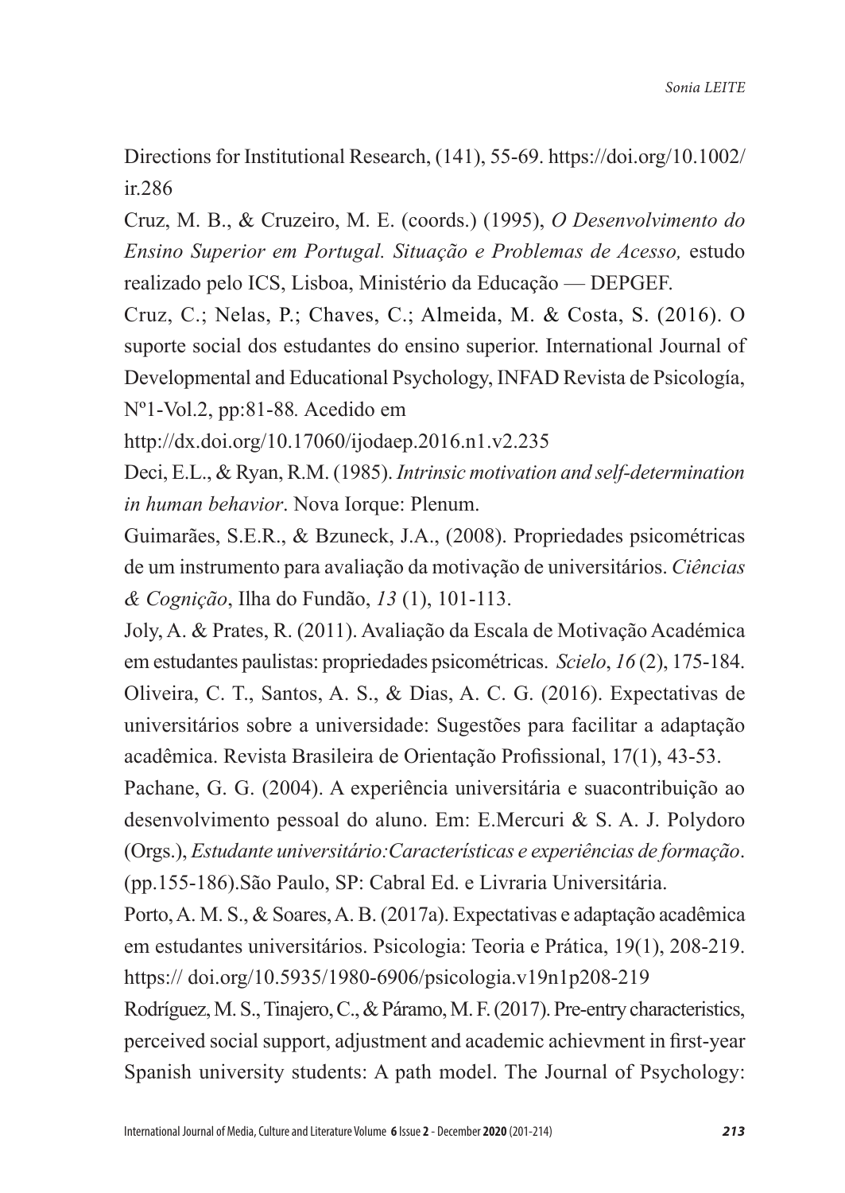Directions for Institutional Research, (141), 55-69. https://doi.org/10.1002/ir.286

Cruz, M. B., & Cruzeiro, M. E. (coords.) (1995), *O Desenvolvimento do Ensino Superior em Portugal. Situação e Problemas de Acesso,* estudo realizado pelo ICS, Lisboa, Ministério da Educação — DEPGEF.

Cruz, C.; Nelas, P.; Chaves, C.; Almeida, M. & Costa, S. (2016). O suporte social dos estudantes do ensino superior. International Journal of Developmental and Educational Psychology, INFAD Revista de Psicología, Nº1-Vol.2, pp:81-88. Acedido em http://dx.doi.org/10.17060/ijodaep.2016.n1.v2.235

Deci, E.L., & Ryan, R.M. (1985). *Intrinsic motivation and self-determination in human behavior*. Nova Iorque: Plenum.

Guimarães, S.E.R., & Bzuneck, J.A., (2008). Propriedades psicométricas de um instrumento para avaliação da motivação de universitários. *Ciências & Cognição*, Ilha do Fundão, *13* (1), 101-113.

Joly, A. & Prates, R. (2011). Avaliação da Escala de Motivação Académica em estudantes paulistas: propriedades psicométricas. *Scielo*, *16* (2), 175-184.

Oliveira, C. T., Santos, A. S., & Dias, A. C. G. (2016). Expectativas de universitários sobre a universidade: Sugestões para facilitar a adaptação acadêmica. Revista Brasileira de Orientação Profissional, 17(1), 43-53.

Pachane, G. G. (2004). A experiência universitária e suacontribuição ao desenvolvimento pessoal do aluno. Em: E.Mercuri & S. A. J. Polydoro (Orgs.), *Estudante universitário:Características e experiências de formação*. (pp.155-186).São Paulo, SP: Cabral Ed. e Livraria Universitária.

Porto, A. M. S., & Soares, A. B. (2017a). Expectativas e adaptação acadêmica em estudantes universitários. Psicologia: Teoria e Prática, 19(1), 208-219. https:// doi.org/10.5935/1980-6906/psicologia.v19n1p208-219

Rodríguez, M. S., Tinajero, C., & Páramo, M. F. (2017). Pre-entry characteristics, perceived social support, adjustment and academic achievment in first-year Spanish university students: A path model. The Journal of Psychology: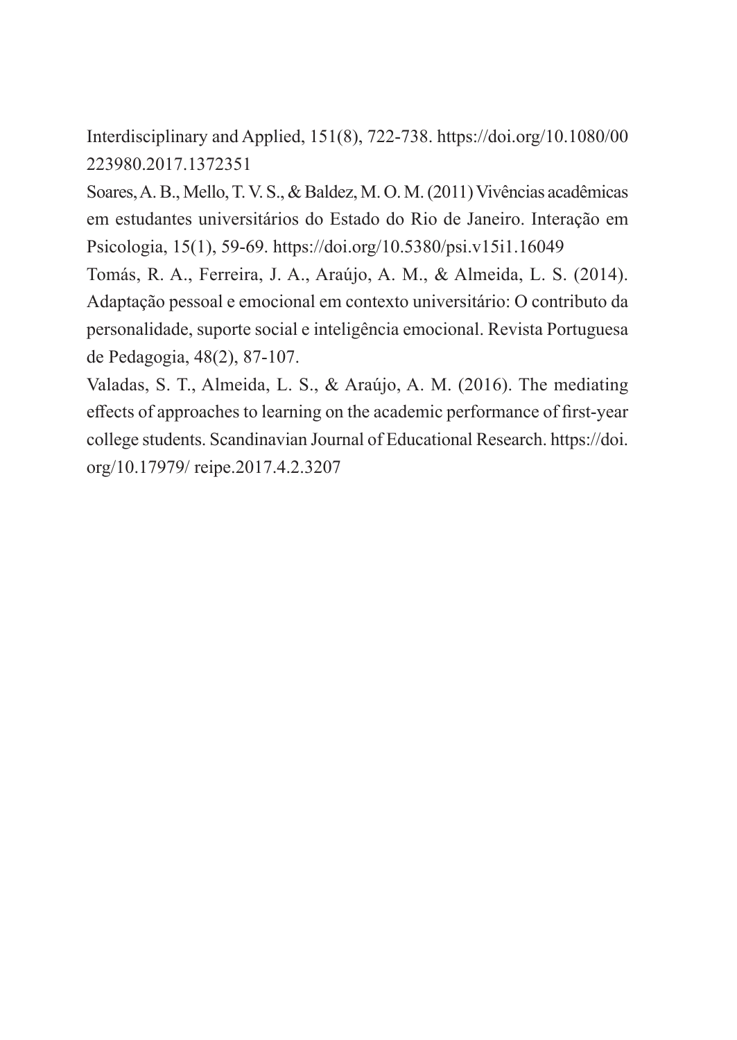Interdisciplinary and Applied, 151(8), 722-738. https://doi.org/10.1080/00223980.2017.1372351

Soares, A. B., Mello, T. V. S., & Baldez, M. O. M. (2011) Vivências acadêmicas em estudantes universitários do Estado do Rio de Janeiro. Interação em Psicologia, 15(1), 59-69. https://doi.org/10.5380/psi.v15i1.16049

Tomás, R. A., Ferreira, J. A., Araújo, A. M., & Almeida, L. S. (2014). Adaptação pessoal e emocional em contexto universitário: O contributo da personalidade, suporte social e inteligência emocional. Revista Portuguesa de Pedagogia, 48(2), 87-107.

Valadas, S. T., Almeida, L. S., & Araújo, A. M. (2016). The mediating effects of approaches to learning on the academic performance of first-year college students. Scandinavian Journal of Educational Research. https://doi.org/10.17979/ reipe.2017.4.2.3207